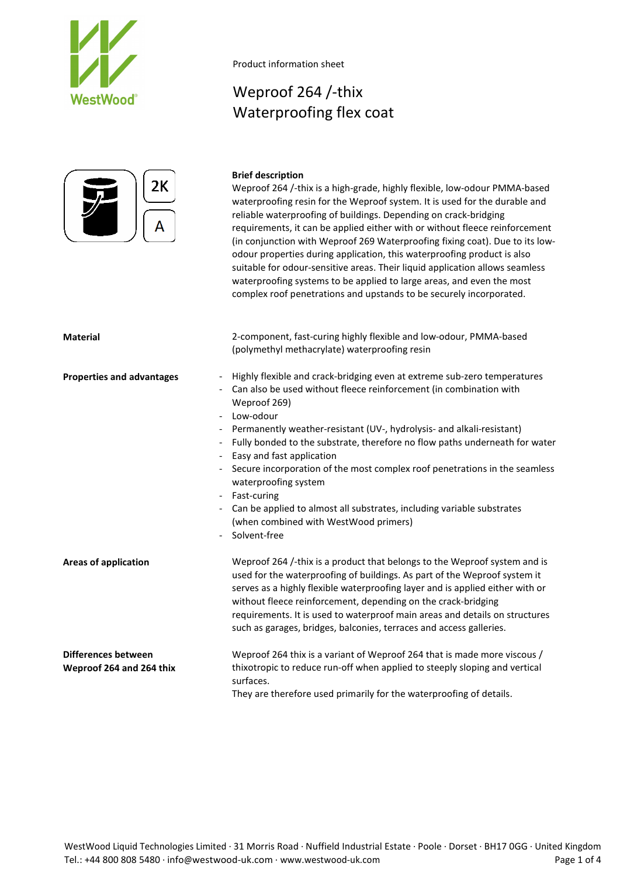Product information sheet

# Weproof 264 /-thix
# Waterproofing flex coat

2K

A

**Brief description**

Weproof 264 /-thix is a high-grade, highly flexible, low-odour PMMA-based waterproofing resin for the Weproof system. It is used for the durable and reliable waterproofing of buildings. Depending on crack-bridging requirements, it can be applied either with or without fleece reinforcement (in conjunction with Weproof 269 Waterproofing fixing coat). Due to its low-odour properties during application, this waterproofing product is also suitable for odour-sensitive areas. Their liquid application allows seamless waterproofing systems to be applied to large areas, and even the most complex roof penetrations and upstands to be securely incorporated.

**Material**

2-component, fast-curing highly flexible and low-odour, PMMA-based (polymethyl methacrylate) waterproofing resin

**Properties and advantages**

- Highly flexible and crack-bridging even at extreme sub-zero temperatures
- Can also be used without fleece reinforcement (in combination with Weproof 269)
- Low-odour
- Permanently weather-resistant (UV-, hydrolysis- and alkali-resistant)
- Fully bonded to the substrate, therefore no flow paths underneath for water
- Easy and fast application
- Secure incorporation of the most complex roof penetrations in the seamless waterproofing system
- Fast-curing
- Can be applied to almost all substrates, including variable substrates (when combined with WestWood primers)
- Solvent-free

**Areas of application**

Weproof 264 /-thix is a product that belongs to the Weproof system and is used for the waterproofing of buildings. As part of the Weproof system it serves as a highly flexible waterproofing layer and is applied either with or without fleece reinforcement, depending on the crack-bridging requirements. It is used to waterproof main areas and details on structures such as garages, bridges, balconies, terraces and access galleries.

**Differences between Weproof 264 and 264 thix**

Weproof 264 thix is a variant of Weproof 264 that is made more viscous / thixotropic to reduce run-off when applied to steeply sloping and vertical surfaces.
They are therefore used primarily for the waterproofing of details.

WestWood Liquid Technologies Limited · 31 Morris Road · Nuffield Industrial Estate · Poole · Dorset · BH17 0GG · United Kingdom
Tel.: +44 800 808 5480 · info@westwood-uk.com · www.westwood-uk.com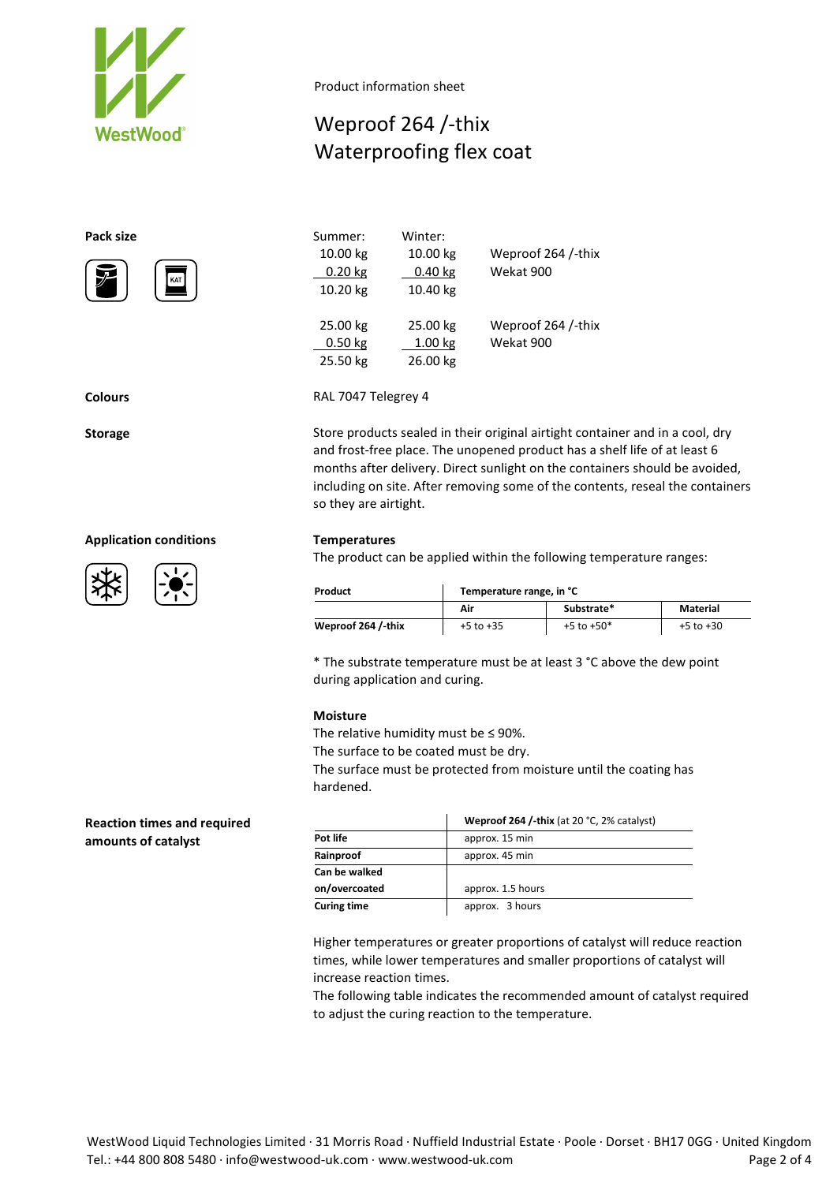Product information sheet

# Weproof 264 /-thix
# Waterproofing flex coat

## Pack size

| Summer: | Winter: | |
|---|---|---|
| 10.00 kg | 10.00 kg | Weproof 264 /-thix |
| 0.20 kg | 0.40 kg | Wekat 900 |
| 10.20 kg | 10.40 kg | |
| | | |
| 25.00 kg | 25.00 kg | Weproof 264 /-thix |
| 0.50 kg | 1.00 kg | Wekat 900 |
| 25.50 kg | 26.00 kg | |

## Colours

RAL 7047 Telegrey 4

## Storage

Store products sealed in their original airtight container and in a cool, dry and frost-free place. The unopened product has a shelf life of at least 6 months after delivery. Direct sunlight on the containers should be avoided, including on site. After removing some of the contents, reseal the containers so they are airtight.

## Application conditions

### Temperatures

The product can be applied within the following temperature ranges:

| Product | Temperature range, in °C | | |
|---|---|---|---|
| | Air | Substrate* | Material |
| Weproof 264 /-thix | +5 to +35 | +5 to +50* | +5 to +30 |

* The substrate temperature must be at least 3 °C above the dew point during application and curing.

### Moisture

The relative humidity must be ≤ 90%.
The surface to be coated must be dry.
The surface must be protected from moisture until the coating has hardened.

## Reaction times and required amounts of catalyst

| | **Weproof 264 /-thix** (at 20 °C, 2% catalyst) |
|---|---|
| **Pot life** | approx. 15 min |
| **Rainproof** | approx. 45 min |
| **Can be walked on/overcoated** | approx. 1.5 hours |
| **Curing time** | approx. 3 hours |

Higher temperatures or greater proportions of catalyst will reduce reaction times, while lower temperatures and smaller proportions of catalyst will increase reaction times.
The following table indicates the recommended amount of catalyst required to adjust the curing reaction to the temperature.

WestWood Liquid Technologies Limited · 31 Morris Road · Nuffield Industrial Estate · Poole · Dorset · BH17 0GG · United Kingdom
Tel.: +44 800 808 5480 · info@westwood-uk.com · www.westwood-uk.com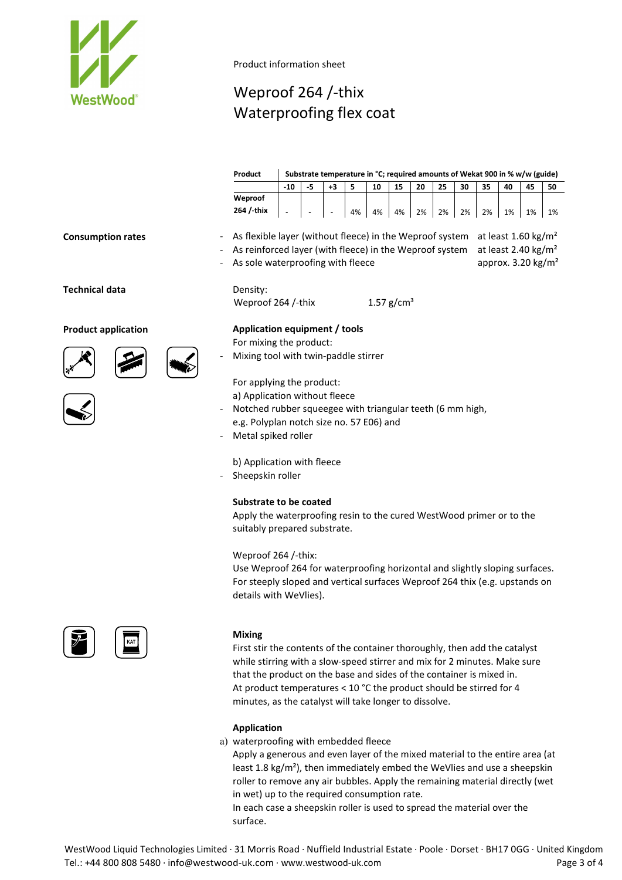Product information sheet

# Weproof 264 /-thix
# Waterproofing flex coat

| Product | Substrate temperature in °C; required amounts of Wekat 900 in % w/w (guide) | | | | | | | | | | | | |
|---|---|---|---|---|---|---|---|---|---|---|---|---|---|
| | -10 | -5 | +3 | 5 | 10 | 15 | 20 | 25 | 30 | 35 | 40 | 45 | 50 |
| Weproof 264 /-thix | - | - | - | 4% | 4% | 4% | 2% | 2% | 2% | 2% | 1% | 1% | 1% |

**Consumption rates**

- As flexible layer (without fleece) in the Weproof system — at least 1.60 kg/m²
- As reinforced layer (with fleece) in the Weproof system — at least 2.40 kg/m²
- As sole waterproofing with fleece — approx. 3.20 kg/m²

**Technical data**

Density:
Weproof 264 /-thix 1.57 g/cm³

**Product application**

**Application equipment / tools**

For mixing the product:

- Mixing tool with twin-paddle stirrer

For applying the product:

a) Application without fleece

- Notched rubber squeegee with triangular teeth (6 mm high, e.g. Polyplan notch size no. 57 E06) and
- Metal spiked roller

b) Application with fleece

- Sheepskin roller

**Substrate to be coated**

Apply the waterproofing resin to the cured WestWood primer or to the suitably prepared substrate.

Weproof 264 /-thix:
Use Weproof 264 for waterproofing horizontal and slightly sloping surfaces. For steeply sloped and vertical surfaces Weproof 264 thix (e.g. upstands on details with WeVlies).

**Mixing**

First stir the contents of the container thoroughly, then add the catalyst while stirring with a slow-speed stirrer and mix for 2 minutes. Make sure that the product on the base and sides of the container is mixed in.
At product temperatures < 10 °C the product should be stirred for 4 minutes, as the catalyst will take longer to dissolve.

**Application**

a) waterproofing with embedded fleece

Apply a generous and even layer of the mixed material to the entire area (at least 1.8 kg/m²), then immediately embed the WeVlies and use a sheepskin roller to remove any air bubbles. Apply the remaining material directly (wet in wet) up to the required consumption rate.
In each case a sheepskin roller is used to spread the material over the surface.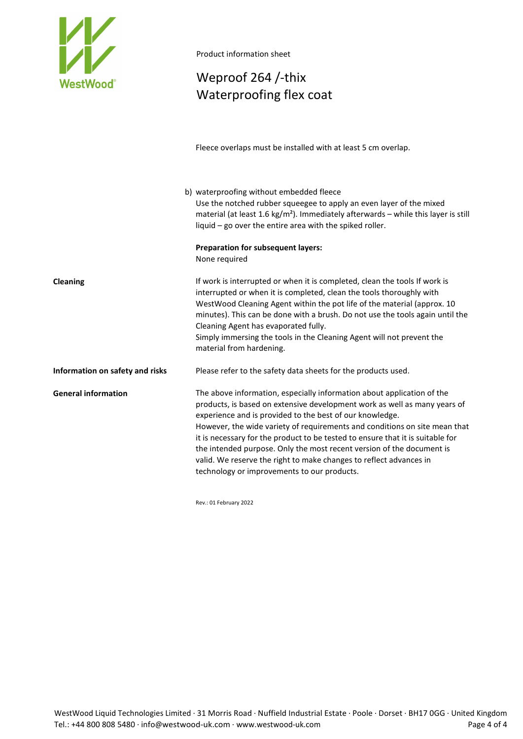Product information sheet

# Weproof 264 /-thix
# Waterproofing flex coat

Fleece overlaps must be installed with at least 5 cm overlap.

b) waterproofing without embedded fleece
Use the notched rubber squeegee to apply an even layer of the mixed material (at least 1.6 kg/m²). Immediately afterwards – while this layer is still liquid – go over the entire area with the spiked roller.

**Preparation for subsequent layers:**
None required

**Cleaning**

If work is interrupted or when it is completed, clean the tools If work is interrupted or when it is completed, clean the tools thoroughly with WestWood Cleaning Agent within the pot life of the material (approx. 10 minutes). This can be done with a brush. Do not use the tools again until the Cleaning Agent has evaporated fully.
Simply immersing the tools in the Cleaning Agent will not prevent the material from hardening.

**Information on safety and risks**

Please refer to the safety data sheets for the products used.

**General information**

The above information, especially information about application of the products, is based on extensive development work as well as many years of experience and is provided to the best of our knowledge.
However, the wide variety of requirements and conditions on site mean that it is necessary for the product to be tested to ensure that it is suitable for the intended purpose. Only the most recent version of the document is valid. We reserve the right to make changes to reflect advances in technology or improvements to our products.

Rev.: 01 February 2022

WestWood Liquid Technologies Limited · 31 Morris Road · Nuffield Industrial Estate · Poole · Dorset · BH17 0GG · United Kingdom
Tel.: +44 800 808 5480 · info@westwood-uk.com · www.westwood-uk.com